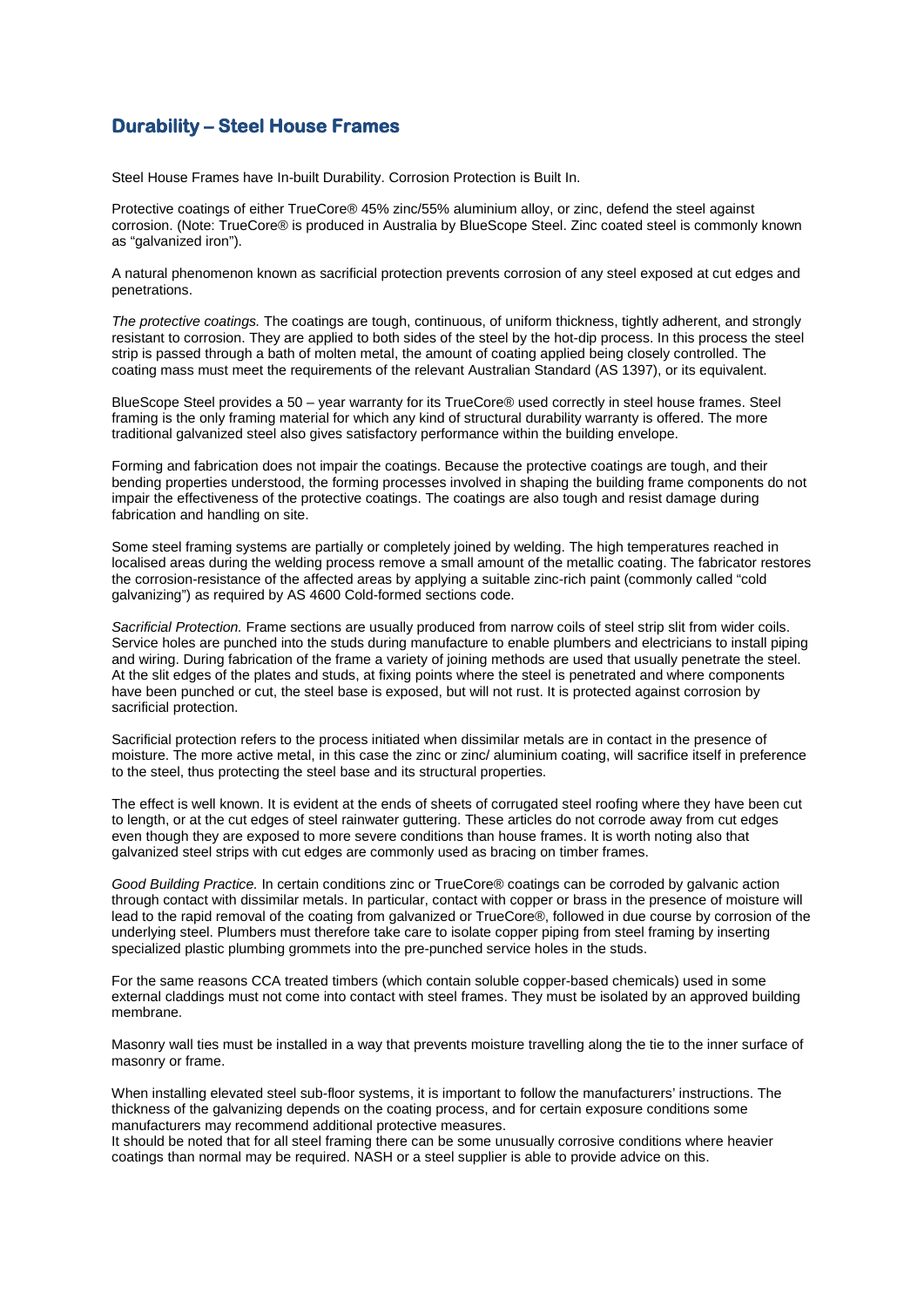## Durability – Steel House Frames

Steel House Frames have In-built Durability. Corrosion Protection is Built In.

Protective coatings of either TrueCore® 45% zinc/55% aluminium alloy, or zinc, defend the steel against corrosion. (Note: TrueCore® is produced in Australia by BlueScope Steel. Zinc coated steel is commonly known as "galvanized iron").

A natural phenomenon known as sacrificial protection prevents corrosion of any steel exposed at cut edges and penetrations.

*The protective coatings.* The coatings are tough, continuous, of uniform thickness, tightly adherent, and strongly resistant to corrosion. They are applied to both sides of the steel by the hot-dip process. In this process the steel strip is passed through a bath of molten metal, the amount of coating applied being closely controlled. The coating mass must meet the requirements of the relevant Australian Standard (AS 1397), or its equivalent.

BlueScope Steel provides a 50 – year warranty for its TrueCore® used correctly in steel house frames. Steel framing is the only framing material for which any kind of structural durability warranty is offered. The more traditional galvanized steel also gives satisfactory performance within the building envelope.

Forming and fabrication does not impair the coatings. Because the protective coatings are tough, and their bending properties understood, the forming processes involved in shaping the building frame components do not impair the effectiveness of the protective coatings. The coatings are also tough and resist damage during fabrication and handling on site.

Some steel framing systems are partially or completely joined by welding. The high temperatures reached in localised areas during the welding process remove a small amount of the metallic coating. The fabricator restores the corrosion-resistance of the affected areas by applying a suitable zinc-rich paint (commonly called "cold galvanizing") as required by AS 4600 Cold-formed sections code.

*Sacrificial Protection.* Frame sections are usually produced from narrow coils of steel strip slit from wider coils. Service holes are punched into the studs during manufacture to enable plumbers and electricians to install piping and wiring. During fabrication of the frame a variety of joining methods are used that usually penetrate the steel. At the slit edges of the plates and studs, at fixing points where the steel is penetrated and where components have been punched or cut, the steel base is exposed, but will not rust. It is protected against corrosion by sacrificial protection.

Sacrificial protection refers to the process initiated when dissimilar metals are in contact in the presence of moisture. The more active metal, in this case the zinc or zinc/ aluminium coating, will sacrifice itself in preference to the steel, thus protecting the steel base and its structural properties.

The effect is well known. It is evident at the ends of sheets of corrugated steel roofing where they have been cut to length, or at the cut edges of steel rainwater guttering. These articles do not corrode away from cut edges even though they are exposed to more severe conditions than house frames. It is worth noting also that galvanized steel strips with cut edges are commonly used as bracing on timber frames.

*Good Building Practice.* In certain conditions zinc or TrueCore® coatings can be corroded by galvanic action through contact with dissimilar metals. In particular, contact with copper or brass in the presence of moisture will lead to the rapid removal of the coating from galvanized or TrueCore®, followed in due course by corrosion of the underlying steel. Plumbers must therefore take care to isolate copper piping from steel framing by inserting specialized plastic plumbing grommets into the pre-punched service holes in the studs.

For the same reasons CCA treated timbers (which contain soluble copper-based chemicals) used in some external claddings must not come into contact with steel frames. They must be isolated by an approved building membrane.

Masonry wall ties must be installed in a way that prevents moisture travelling along the tie to the inner surface of masonry or frame.

When installing elevated steel sub-floor systems, it is important to follow the manufacturers' instructions. The thickness of the galvanizing depends on the coating process, and for certain exposure conditions some manufacturers may recommend additional protective measures.
It should be noted that for all steel framing there can be some unusually corrosive conditions where heavier coatings than normal may be required. NASH or a steel supplier is able to provide advice on this.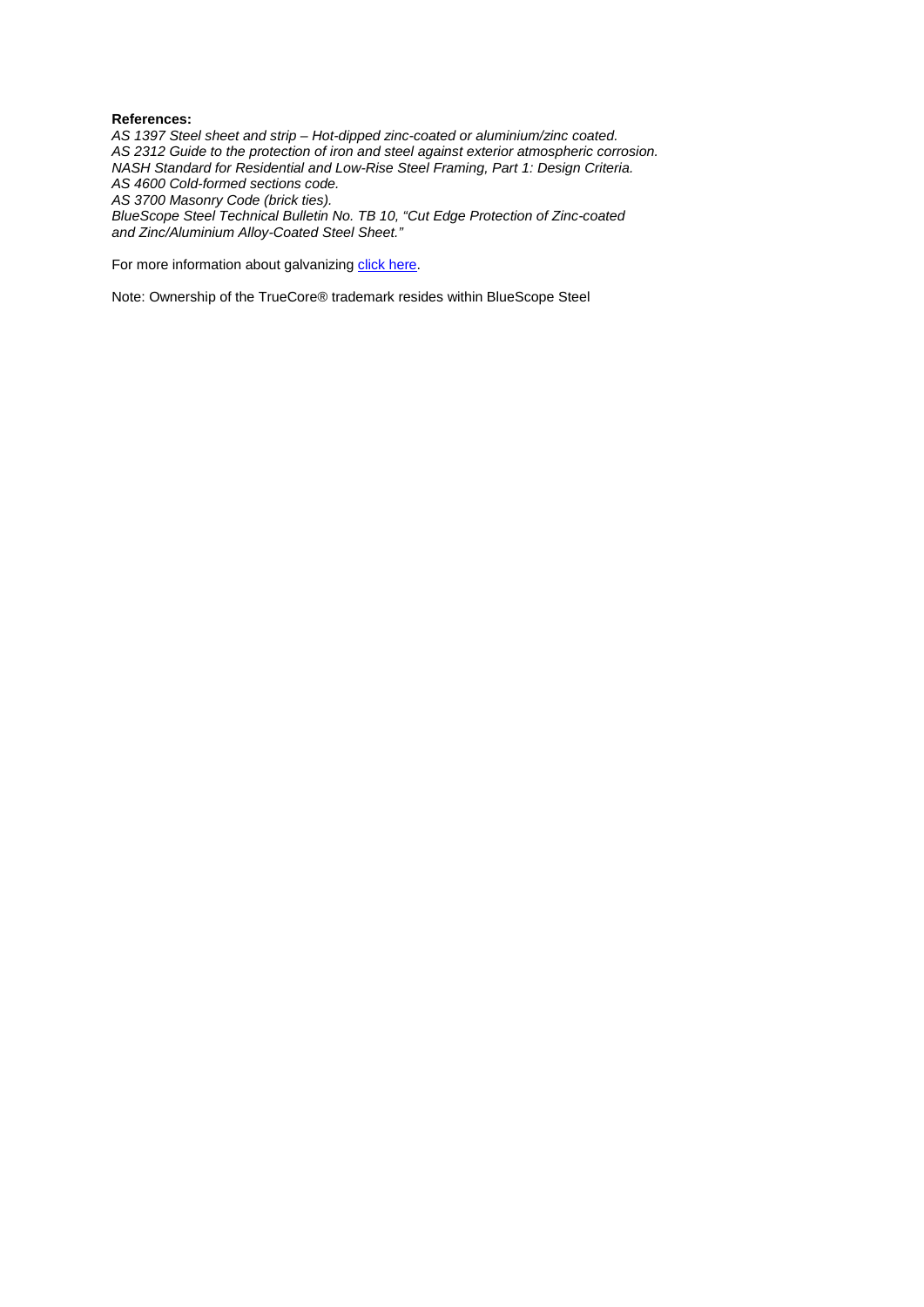**References:**

*AS 1397 Steel sheet and strip – Hot-dipped zinc-coated or aluminium/zinc coated.*
*AS 2312 Guide to the protection of iron and steel against exterior atmospheric corrosion.*
*NASH Standard for Residential and Low-Rise Steel Framing, Part 1: Design Criteria.*
*AS 4600 Cold-formed sections code.*
*AS 3700 Masonry Code (brick ties).*
*BlueScope Steel Technical Bulletin No. TB 10, "Cut Edge Protection of Zinc-coated and Zinc/Aluminium Alloy-Coated Steel Sheet."*

For more information about galvanizing click here.

Note: Ownership of the TrueCore® trademark resides within BlueScope Steel